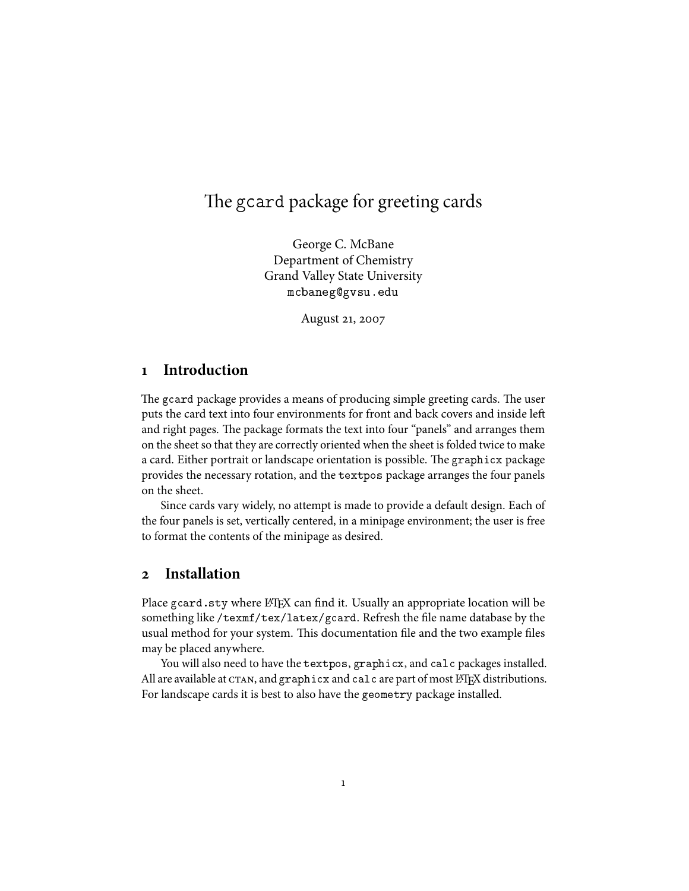# The gcard package for greeting cards

George C. McBane
Department of Chemistry
Grand Valley State University
mcbaneg@gvsu.edu

August 21, 2007

## 1 Introduction

The gcard package provides a means of producing simple greeting cards. The user puts the card text into four environments for front and back covers and inside left and right pages. The package formats the text into four "panels" and arranges them on the sheet so that they are correctly oriented when the sheet is folded twice to make a card. Either portrait or landscape orientation is possible. The graphicx package provides the necessary rotation, and the textpos package arranges the four panels on the sheet.

Since cards vary widely, no attempt is made to provide a default design. Each of the four panels is set, vertically centered, in a minipage environment; the user is free to format the contents of the minipage as desired.

## 2 Installation

Place gcard.sty where LaTeX can find it. Usually an appropriate location will be something like /texmf/tex/latex/gcard. Refresh the file name database by the usual method for your system. This documentation file and the two example files may be placed anywhere.

You will also need to have the textpos, graphicx, and calc packages installed. All are available at CTAN, and graphicx and calc are part of most LaTeX distributions. For landscape cards it is best to also have the geometry package installed.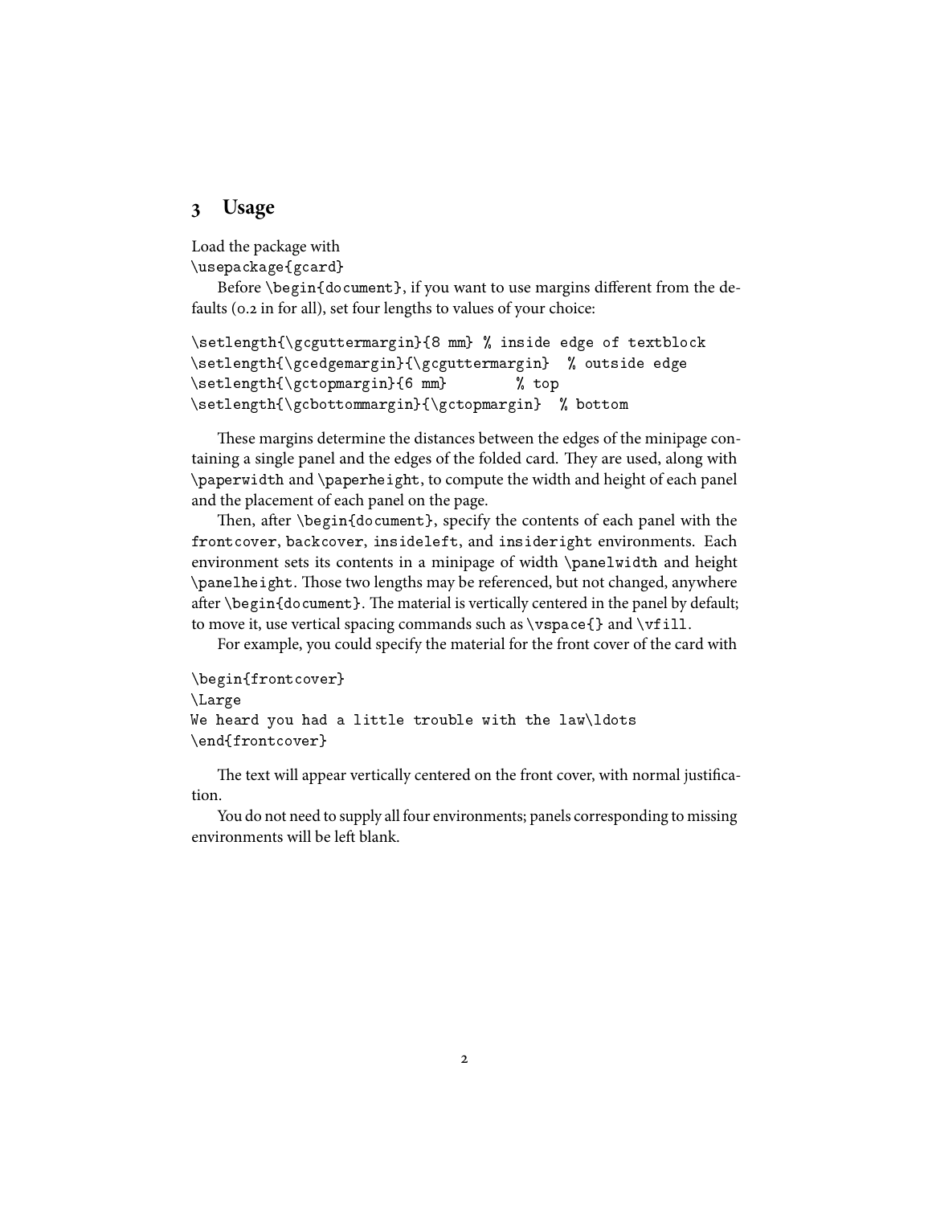## 3 Usage

Load the package with
`\usepackage{gcard}`

Before `\begin{document}`, if you want to use margins different from the defaults (0.2 in for all), set four lengths to values of your choice:

```
\setlength{\gcguttermargin}{8 mm} % inside edge of textblock
\setlength{\gcedgemargin}{\gcguttermargin}  % outside edge
\setlength{\gctopmargin}{6 mm}        % top
\setlength{\gcbottommargin}{\gctopmargin}  % bottom
```

These margins determine the distances between the edges of the minipage containing a single panel and the edges of the folded card. They are used, along with `\paperwidth` and `\paperheight`, to compute the width and height of each panel and the placement of each panel on the page.

Then, after `\begin{document}`, specify the contents of each panel with the `frontcover`, `backcover`, `insideleft`, and `insideright` environments. Each environment sets its contents in a minipage of width `\panelwidth` and height `\panelheight`. Those two lengths may be referenced, but not changed, anywhere after `\begin{document}`. The material is vertically centered in the panel by default; to move it, use vertical spacing commands such as `\vspace{}` and `\vfill`.

For example, you could specify the material for the front cover of the card with

```
\begin{frontcover}
\Large
We heard you had a little trouble with the law\ldots
\end{frontcover}
```

The text will appear vertically centered on the front cover, with normal justification.

You do not need to supply all four environments; panels corresponding to missing environments will be left blank.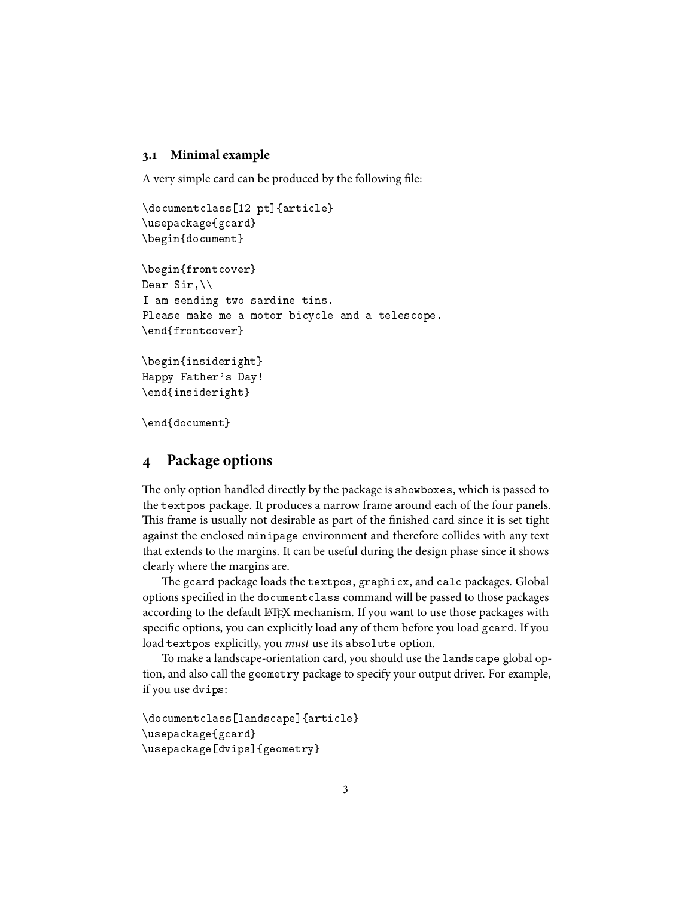### 3.1 Minimal example

A very simple card can be produced by the following file:

```
\documentclass[12 pt]{article}
\usepackage{gcard}
\begin{document}

\begin{frontcover}
Dear Sir,\\
I am sending two sardine tins.
Please make me a motor-bicycle and a telescope.
\end{frontcover}

\begin{insideright}
Happy Father's Day!
\end{insideright}

\end{document}
```

## 4 Package options

The only option handled directly by the package is `showboxes`, which is passed to the `textpos` package. It produces a narrow frame around each of the four panels. This frame is usually not desirable as part of the finished card since it is set tight against the enclosed `minipage` environment and therefore collides with any text that extends to the margins. It can be useful during the design phase since it shows clearly where the margins are.

The `gcard` package loads the `textpos`, `graphicx`, and `calc` packages. Global options specified in the `documentclass` command will be passed to those packages according to the default LaTeX mechanism. If you want to use those packages with specific options, you can explicitly load any of them before you load `gcard`. If you load `textpos` explicitly, you *must* use its `absolute` option.

To make a landscape-orientation card, you should use the `landscape` global option, and also call the `geometry` package to specify your output driver. For example, if you use `dvips`:

```
\documentclass[landscape]{article}
\usepackage{gcard}
\usepackage[dvips]{geometry}
```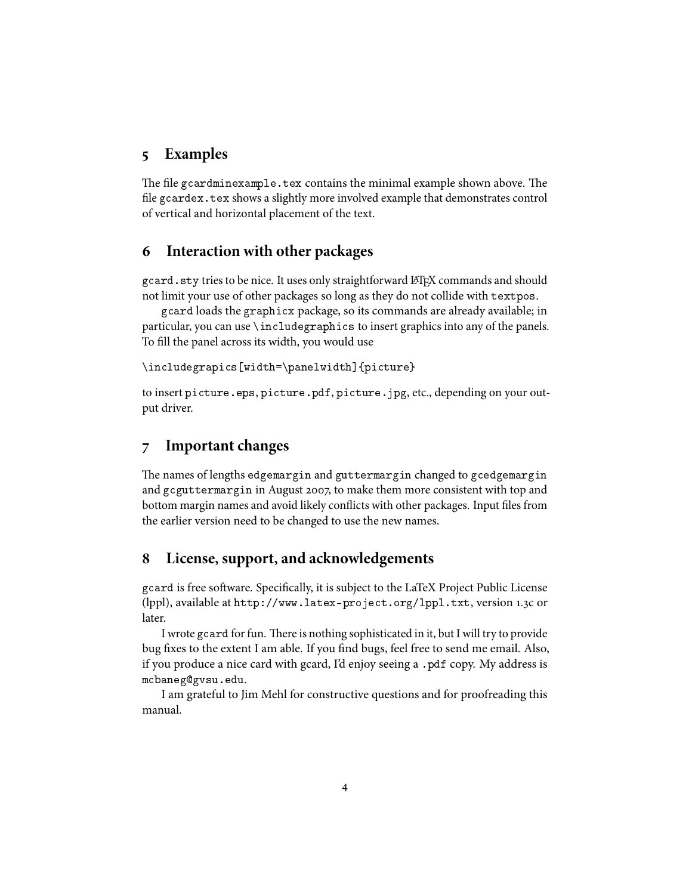## 5 Examples

The file `gcardminexample.tex` contains the minimal example shown above. The file `gcardex.tex` shows a slightly more involved example that demonstrates control of vertical and horizontal placement of the text.

## 6 Interaction with other packages

`gcard.sty` tries to be nice. It uses only straightforward LaTeX commands and should not limit your use of other packages so long as they do not collide with `textpos`.

`gcard` loads the `graphicx` package, so its commands are already available; in particular, you can use `\includegraphics` to insert graphics into any of the panels. To fill the panel across its width, you would use

```
\includegrapics[width=\panelwidth]{picture}
```

to insert `picture.eps`, `picture.pdf`, `picture.jpg`, etc., depending on your output driver.

## 7 Important changes

The names of lengths `edgemargin` and `guttermargin` changed to `gcedgemargin` and `gcguttermargin` in August 2007, to make them more consistent with top and bottom margin names and avoid likely conflicts with other packages. Input files from the earlier version need to be changed to use the new names.

## 8 License, support, and acknowledgements

`gcard` is free software. Specifically, it is subject to the LaTeX Project Public License (lppl), available at `http://www.latex-project.org/lppl.txt`, version 1.3c or later.

I wrote `gcard` for fun. There is nothing sophisticated in it, but I will try to provide bug fixes to the extent I am able. If you find bugs, feel free to send me email. Also, if you produce a nice card with gcard, I'd enjoy seeing a `.pdf` copy. My address is `mcbaneg@gvsu.edu`.

I am grateful to Jim Mehl for constructive questions and for proofreading this manual.